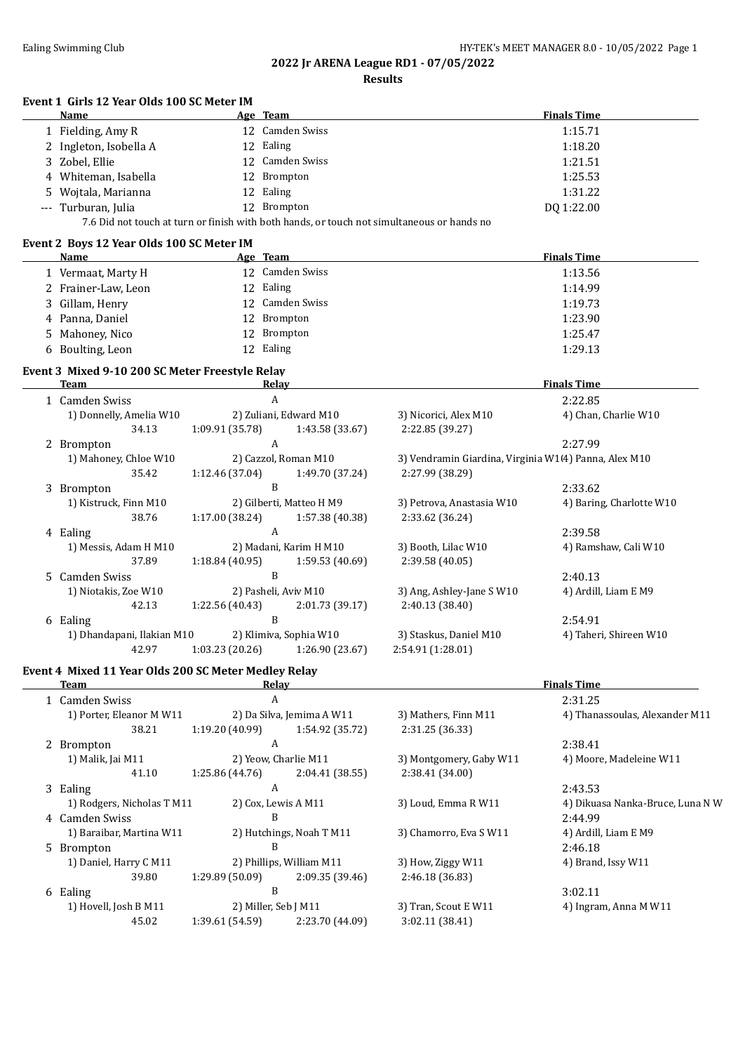## 2022 Jr ARENA League RD1 - 07/05/2022

### Results

#### Event 1 Girls 12 Year Olds 100 SC Meter IM

| | Name | Age | Team | Finals Time |
|---|---|---|---|---|
| 1 | Fielding, Amy R | 12 | Camden Swiss | 1:15.71 |
| 2 | Ingleton, Isobella A | 12 | Ealing | 1:18.20 |
| 3 | Zobel, Ellie | 12 | Camden Swiss | 1:21.51 |
| 4 | Whiteman, Isabella | 12 | Brompton | 1:25.53 |
| 5 | Wojtala, Marianna | 12 | Ealing | 1:31.22 |
| --- | Turburan, Julia | 12 | Brompton | DQ 1:22.00 |

7.6 Did not touch at turn or finish with both hands, or touch not simultaneous or hands no

#### Event 2 Boys 12 Year Olds 100 SC Meter IM

| | Name | Age | Team | Finals Time |
|---|---|---|---|---|
| 1 | Vermaat, Marty H | 12 | Camden Swiss | 1:13.56 |
| 2 | Frainer-Law, Leon | 12 | Ealing | 1:14.99 |
| 3 | Gillam, Henry | 12 | Camden Swiss | 1:19.73 |
| 4 | Panna, Daniel | 12 | Brompton | 1:23.90 |
| 5 | Mahoney, Nico | 12 | Brompton | 1:25.47 |
| 6 | Boulting, Leon | 12 | Ealing | 1:29.13 |

#### Event 3 Mixed 9-10 200 SC Meter Freestyle Relay

| | Team | Relay | | | Finals Time |
|---|---|---|---|---|---|
| 1 | Camden Swiss | A | | | 2:22.85 |
| | 1) Donnelly, Amelia W10 | 2) Zuliani, Edward M10 | 3) Nicorici, Alex M10 | 4) Chan, Charlie W10 | |
| | 34.13 | 1:09.91 (35.78) | 1:43.58 (33.67) | 2:22.85 (39.27) | |
| 2 | Brompton | A | | | 2:27.99 |
| | 1) Mahoney, Chloe W10 | 2) Cazzol, Roman M10 | 3) Vendramin Giardina, Virginia W10 | 4) Panna, Alex M10 | |
| | 35.42 | 1:12.46 (37.04) | 1:49.70 (37.24) | 2:27.99 (38.29) | |
| 3 | Brompton | B | | | 2:33.62 |
| | 1) Kistruck, Finn M10 | 2) Gilberti, Matteo H M9 | 3) Petrova, Anastasia W10 | 4) Baring, Charlotte W10 | |
| | 38.76 | 1:17.00 (38.24) | 1:57.38 (40.38) | 2:33.62 (36.24) | |
| 4 | Ealing | A | | | 2:39.58 |
| | 1) Messis, Adam H M10 | 2) Madani, Karim H M10 | 3) Booth, Lilac W10 | 4) Ramshaw, Cali W10 | |
| | 37.89 | 1:18.84 (40.95) | 1:59.53 (40.69) | 2:39.58 (40.05) | |
| 5 | Camden Swiss | B | | | 2:40.13 |
| | 1) Niotakis, Zoe W10 | 2) Pasheli, Aviv M10 | 3) Ang, Ashley-Jane S W10 | 4) Ardill, Liam E M9 | |
| | 42.13 | 1:22.56 (40.43) | 2:01.73 (39.17) | 2:40.13 (38.40) | |
| 6 | Ealing | B | | | 2:54.91 |
| | 1) Dhandapani, Ilakian M10 | 2) Klimiva, Sophia W10 | 3) Staskus, Daniel M10 | 4) Taheri, Shireen W10 | |
| | 42.97 | 1:03.23 (20.26) | 1:26.90 (23.67) | 2:54.91 (1:28.01) | |

#### Event 4 Mixed 11 Year Olds 200 SC Meter Medley Relay

| | Team | Relay | | | Finals Time |
|---|---|---|---|---|---|
| 1 | Camden Swiss | A | | | 2:31.25 |
| | 1) Porter, Eleanor M W11 | 2) Da Silva, Jemima A W11 | 3) Mathers, Finn M11 | 4) Thanassoulas, Alexander M11 | |
| | 38.21 | 1:19.20 (40.99) | 1:54.92 (35.72) | 2:31.25 (36.33) | |
| 2 | Brompton | A | | | 2:38.41 |
| | 1) Malik, Jai M11 | 2) Yeow, Charlie M11 | 3) Montgomery, Gaby W11 | 4) Moore, Madeleine W11 | |
| | 41.10 | 1:25.86 (44.76) | 2:04.41 (38.55) | 2:38.41 (34.00) | |
| 3 | Ealing | A | | | 2:43.53 |
| | 1) Rodgers, Nicholas T M11 | 2) Cox, Lewis A M11 | 3) Loud, Emma R W11 | 4) Dikuasa Nanka-Bruce, Luna N W | |
| 4 | Camden Swiss | B | | | 2:44.99 |
| | 1) Baraibar, Martina W11 | 2) Hutchings, Noah T M11 | 3) Chamorro, Eva S W11 | 4) Ardill, Liam E M9 | |
| 5 | Brompton | B | | | 2:46.18 |
| | 1) Daniel, Harry C M11 | 2) Phillips, William M11 | 3) How, Ziggy W11 | 4) Brand, Issy W11 | |
| | 39.80 | 1:29.89 (50.09) | 2:09.35 (39.46) | 2:46.18 (36.83) | |
| 6 | Ealing | B | | | 3:02.11 |
| | 1) Hovell, Josh B M11 | 2) Miller, Seb J M11 | 3) Tran, Scout E W11 | 4) Ingram, Anna M W11 | |
| | 45.02 | 1:39.61 (54.59) | 2:23.70 (44.09) | 3:02.11 (38.41) | |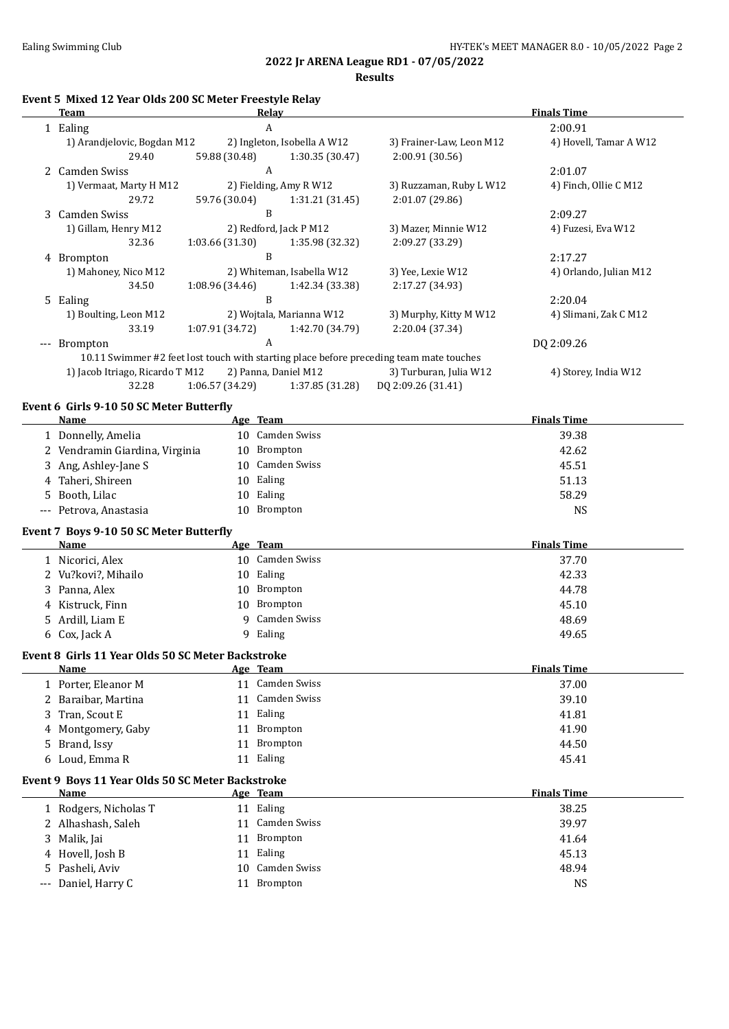## 2022 Jr ARENA League RD1 - 07/05/2022

**Results**

### Event 5 Mixed 12 Year Olds 200 SC Meter Freestyle Relay

| | Team | Relay | | | Finals Time |
|---|---|---|---|---|---|
| 1 | Ealing | A | | | 2:00.91 |
| | 1) Arandjelovic, Bogdan M12 | 2) Ingleton, Isobella A W12 | 3) Frainer-Law, Leon M12 | 4) Hovell, Tamar A W12 | |
| | 29.40 | 59.88 (30.48) | 1:30.35 (30.47) | 2:00.91 (30.56) | |
| 2 | Camden Swiss | A | | | 2:01.07 |
| | 1) Vermaat, Marty H M12 | 2) Fielding, Amy R W12 | 3) Ruzzaman, Ruby L W12 | 4) Finch, Ollie C M12 | |
| | 29.72 | 59.76 (30.04) | 1:31.21 (31.45) | 2:01.07 (29.86) | |
| 3 | Camden Swiss | B | | | 2:09.27 |
| | 1) Gillam, Henry M12 | 2) Redford, Jack P M12 | 3) Mazer, Minnie W12 | 4) Fuzesi, Eva W12 | |
| | 32.36 | 1:03.66 (31.30) | 1:35.98 (32.32) | 2:09.27 (33.29) | |
| 4 | Brompton | B | | | 2:17.27 |
| | 1) Mahoney, Nico M12 | 2) Whiteman, Isabella W12 | 3) Yee, Lexie W12 | 4) Orlando, Julian M12 | |
| | 34.50 | 1:08.96 (34.46) | 1:42.34 (33.38) | 2:17.27 (34.93) | |
| 5 | Ealing | B | | | 2:20.04 |
| | 1) Boulting, Leon M12 | 2) Wojtala, Marianna W12 | 3) Murphy, Kitty M W12 | 4) Slimani, Zak C M12 | |
| | 33.19 | 1:07.91 (34.72) | 1:42.70 (34.79) | 2:20.04 (37.34) | |
| --- | Brompton | A | | | DQ 2:09.26 |
| | 10.11 Swimmer #2 feet lost touch with starting place before preceding team mate touches | | | | |
| | 1) Jacob Itriago, Ricardo T M12 | 2) Panna, Daniel M12 | 3) Turburan, Julia W12 | 4) Storey, India W12 | |
| | 32.28 | 1:06.57 (34.29) | 1:37.85 (31.28) | DQ 2:09.26 (31.41) | |

### Event 6 Girls 9-10 50 SC Meter Butterfly

| | Name | Age | Team | Finals Time |
|---|---|---|---|---|
| 1 | Donnelly, Amelia | 10 | Camden Swiss | 39.38 |
| 2 | Vendramin Giardina, Virginia | 10 | Brompton | 42.62 |
| 3 | Ang, Ashley-Jane S | 10 | Camden Swiss | 45.51 |
| 4 | Taheri, Shireen | 10 | Ealing | 51.13 |
| 5 | Booth, Lilac | 10 | Ealing | 58.29 |
| --- | Petrova, Anastasia | 10 | Brompton | NS |

### Event 7 Boys 9-10 50 SC Meter Butterfly

| | Name | Age | Team | Finals Time |
|---|---|---|---|---|
| 1 | Nicorici, Alex | 10 | Camden Swiss | 37.70 |
| 2 | Vu?kovi?, Mihailo | 10 | Ealing | 42.33 |
| 3 | Panna, Alex | 10 | Brompton | 44.78 |
| 4 | Kistruck, Finn | 10 | Brompton | 45.10 |
| 5 | Ardill, Liam E | 9 | Camden Swiss | 48.69 |
| 6 | Cox, Jack A | 9 | Ealing | 49.65 |

### Event 8 Girls 11 Year Olds 50 SC Meter Backstroke

| | Name | Age | Team | Finals Time |
|---|---|---|---|---|
| 1 | Porter, Eleanor M | 11 | Camden Swiss | 37.00 |
| 2 | Baraibar, Martina | 11 | Camden Swiss | 39.10 |
| 3 | Tran, Scout E | 11 | Ealing | 41.81 |
| 4 | Montgomery, Gaby | 11 | Brompton | 41.90 |
| 5 | Brand, Issy | 11 | Brompton | 44.50 |
| 6 | Loud, Emma R | 11 | Ealing | 45.41 |

### Event 9 Boys 11 Year Olds 50 SC Meter Backstroke

| | Name | Age | Team | Finals Time |
|---|---|---|---|---|
| 1 | Rodgers, Nicholas T | 11 | Ealing | 38.25 |
| 2 | Alhashash, Saleh | 11 | Camden Swiss | 39.97 |
| 3 | Malik, Jai | 11 | Brompton | 41.64 |
| 4 | Hovell, Josh B | 11 | Ealing | 45.13 |
| 5 | Pasheli, Aviv | 10 | Camden Swiss | 48.94 |
| --- | Daniel, Harry C | 11 | Brompton | NS |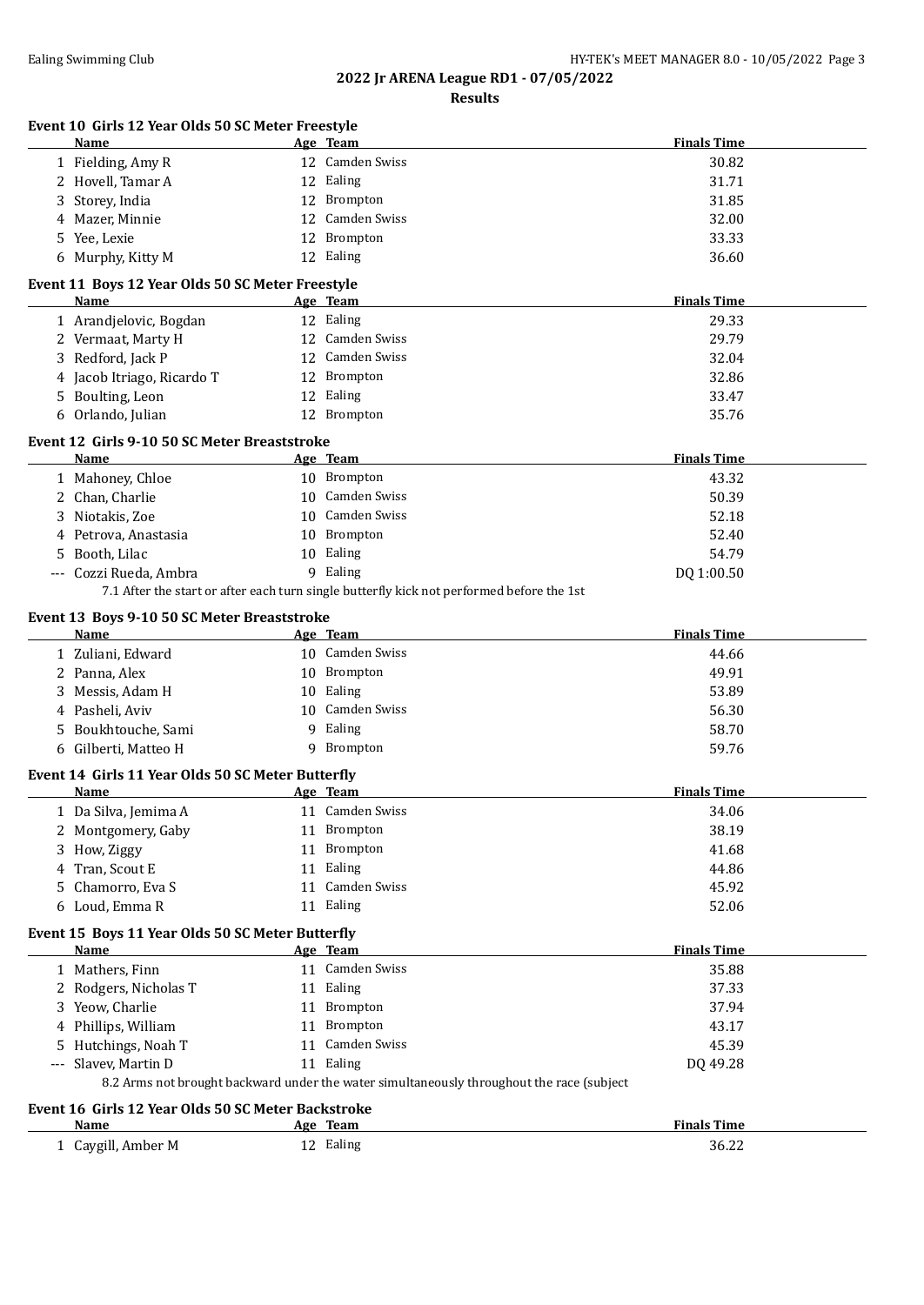## 2022 Jr ARENA League RD1 - 07/05/2022

### Results

#### Event 10 Girls 12 Year Olds 50 SC Meter Freestyle

| | Name | Age | Team | Finals Time |
|---|---|---|---|---|
| 1 | Fielding, Amy R | 12 | Camden Swiss | 30.82 |
| 2 | Hovell, Tamar A | 12 | Ealing | 31.71 |
| 3 | Storey, India | 12 | Brompton | 31.85 |
| 4 | Mazer, Minnie | 12 | Camden Swiss | 32.00 |
| 5 | Yee, Lexie | 12 | Brompton | 33.33 |
| 6 | Murphy, Kitty M | 12 | Ealing | 36.60 |

#### Event 11 Boys 12 Year Olds 50 SC Meter Freestyle

| | Name | Age | Team | Finals Time |
|---|---|---|---|---|
| 1 | Arandjelovic, Bogdan | 12 | Ealing | 29.33 |
| 2 | Vermaat, Marty H | 12 | Camden Swiss | 29.79 |
| 3 | Redford, Jack P | 12 | Camden Swiss | 32.04 |
| 4 | Jacob Itriago, Ricardo T | 12 | Brompton | 32.86 |
| 5 | Boulting, Leon | 12 | Ealing | 33.47 |
| 6 | Orlando, Julian | 12 | Brompton | 35.76 |

#### Event 12 Girls 9-10 50 SC Meter Breaststroke

| | Name | Age | Team | Finals Time |
|---|---|---|---|---|
| 1 | Mahoney, Chloe | 10 | Brompton | 43.32 |
| 2 | Chan, Charlie | 10 | Camden Swiss | 50.39 |
| 3 | Niotakis, Zoe | 10 | Camden Swiss | 52.18 |
| 4 | Petrova, Anastasia | 10 | Brompton | 52.40 |
| 5 | Booth, Lilac | 10 | Ealing | 54.79 |
| --- | Cozzi Rueda, Ambra | 9 | Ealing | DQ 1:00.50 |

7.1 After the start or after each turn single butterfly kick not performed before the 1st

#### Event 13 Boys 9-10 50 SC Meter Breaststroke

| | Name | Age | Team | Finals Time |
|---|---|---|---|---|
| 1 | Zuliani, Edward | 10 | Camden Swiss | 44.66 |
| 2 | Panna, Alex | 10 | Brompton | 49.91 |
| 3 | Messis, Adam H | 10 | Ealing | 53.89 |
| 4 | Pasheli, Aviv | 10 | Camden Swiss | 56.30 |
| 5 | Boukhtouche, Sami | 9 | Ealing | 58.70 |
| 6 | Gilberti, Matteo H | 9 | Brompton | 59.76 |

#### Event 14 Girls 11 Year Olds 50 SC Meter Butterfly

| | Name | Age | Team | Finals Time |
|---|---|---|---|---|
| 1 | Da Silva, Jemima A | 11 | Camden Swiss | 34.06 |
| 2 | Montgomery, Gaby | 11 | Brompton | 38.19 |
| 3 | How, Ziggy | 11 | Brompton | 41.68 |
| 4 | Tran, Scout E | 11 | Ealing | 44.86 |
| 5 | Chamorro, Eva S | 11 | Camden Swiss | 45.92 |
| 6 | Loud, Emma R | 11 | Ealing | 52.06 |

#### Event 15 Boys 11 Year Olds 50 SC Meter Butterfly

| | Name | Age | Team | Finals Time |
|---|---|---|---|---|
| 1 | Mathers, Finn | 11 | Camden Swiss | 35.88 |
| 2 | Rodgers, Nicholas T | 11 | Ealing | 37.33 |
| 3 | Yeow, Charlie | 11 | Brompton | 37.94 |
| 4 | Phillips, William | 11 | Brompton | 43.17 |
| 5 | Hutchings, Noah T | 11 | Camden Swiss | 45.39 |
| --- | Slavev, Martin D | 11 | Ealing | DQ 49.28 |

8.2 Arms not brought backward under the water simultaneously throughout the race (subject

#### Event 16 Girls 12 Year Olds 50 SC Meter Backstroke

| | Name | Age | Team | Finals Time |
|---|---|---|---|---|
| 1 | Caygill, Amber M | 12 | Ealing | 36.22 |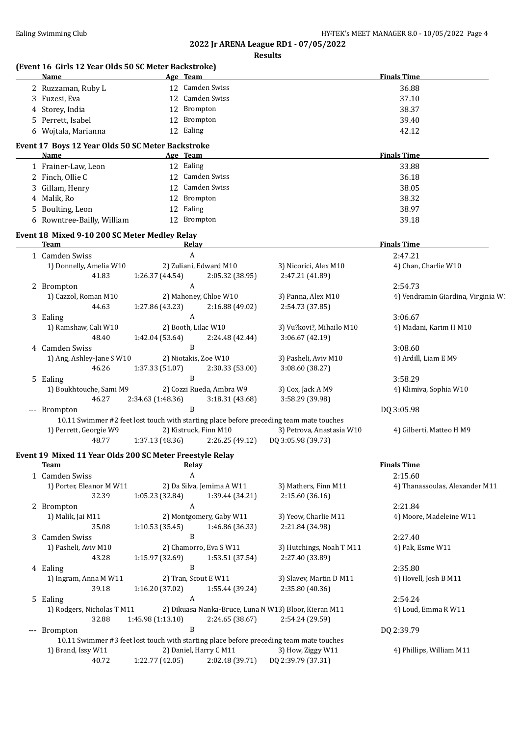**2022 Jr ARENA League RD1 - 07/05/2022**

**Results**

### (Event 16 Girls 12 Year Olds 50 SC Meter Backstroke)

| | Name | Age | Team | Finals Time |
|---|---|---|---|---|
| 2 | Ruzzaman, Ruby L | 12 | Camden Swiss | 36.88 |
| 3 | Fuzesi, Eva | 12 | Camden Swiss | 37.10 |
| 4 | Storey, India | 12 | Brompton | 38.37 |
| 5 | Perrett, Isabel | 12 | Brompton | 39.40 |
| 6 | Wojtala, Marianna | 12 | Ealing | 42.12 |

### Event 17 Boys 12 Year Olds 50 SC Meter Backstroke

| | Name | Age | Team | Finals Time |
|---|---|---|---|---|
| 1 | Frainer-Law, Leon | 12 | Ealing | 33.88 |
| 2 | Finch, Ollie C | 12 | Camden Swiss | 36.18 |
| 3 | Gillam, Henry | 12 | Camden Swiss | 38.05 |
| 4 | Malik, Ro | 12 | Brompton | 38.32 |
| 5 | Boulting, Leon | 12 | Ealing | 38.97 |
| 6 | Rowntree-Bailly, William | 12 | Brompton | 39.18 |

### Event 18 Mixed 9-10 200 SC Meter Medley Relay

| | Team | Relay | | | Finals Time |
|---|---|---|---|---|---|
| 1 | Camden Swiss | A | | | 2:47.21 |
| | 1) Donnelly, Amelia W10 | 2) Zuliani, Edward M10 | 3) Nicorici, Alex M10 | 4) Chan, Charlie W10 | |
| | 41.83 | 1:26.37 (44.54) | 2:05.32 (38.95) | 2:47.21 (41.89) | |
| 2 | Brompton | A | | | 2:54.73 |
| | 1) Cazzol, Roman M10 | 2) Mahoney, Chloe W10 | 3) Panna, Alex M10 | 4) Vendramin Giardina, Virginia W1 | |
| | 44.63 | 1:27.86 (43.23) | 2:16.88 (49.02) | 2:54.73 (37.85) | |
| 3 | Ealing | A | | | 3:06.67 |
| | 1) Ramshaw, Cali W10 | 2) Booth, Lilac W10 | 3) Vu?kovi?, Mihailo M10 | 4) Madani, Karim H M10 | |
| | 48.40 | 1:42.04 (53.64) | 2:24.48 (42.44) | 3:06.67 (42.19) | |
| 4 | Camden Swiss | B | | | 3:08.60 |
| | 1) Ang, Ashley-Jane S W10 | 2) Niotakis, Zoe W10 | 3) Pasheli, Aviv M10 | 4) Ardill, Liam E M9 | |
| | 46.26 | 1:37.33 (51.07) | 2:30.33 (53.00) | 3:08.60 (38.27) | |
| 5 | Ealing | B | | | 3:58.29 |
| | 1) Boukhtouche, Sami M9 | 2) Cozzi Rueda, Ambra W9 | 3) Cox, Jack A M9 | 4) Klimiva, Sophia W10 | |
| | 46.27 | 2:34.63 (1:48.36) | 3:18.31 (43.68) | 3:58.29 (39.98) | |
| --- | Brompton | B | | | DQ 3:05.98 |
| | 10.11 Swimmer #2 feet lost touch with starting place before preceding team mate touches | | | | |
| | 1) Perrett, Georgie W9 | 2) Kistruck, Finn M10 | 3) Petrova, Anastasia W10 | 4) Gilberti, Matteo H M9 | |
| | 48.77 | 1:37.13 (48.36) | 2:26.25 (49.12) | DQ 3:05.98 (39.73) | |

### Event 19 Mixed 11 Year Olds 200 SC Meter Freestyle Relay

| | Team | Relay | | | Finals Time |
|---|---|---|---|---|---|
| 1 | Camden Swiss | A | | | 2:15.60 |
| | 1) Porter, Eleanor M W11 | 2) Da Silva, Jemima A W11 | 3) Mathers, Finn M11 | 4) Thanassoulas, Alexander M11 | |
| | 32.39 | 1:05.23 (32.84) | 1:39.44 (34.21) | 2:15.60 (36.16) | |
| 2 | Brompton | A | | | 2:21.84 |
| | 1) Malik, Jai M11 | 2) Montgomery, Gaby W11 | 3) Yeow, Charlie M11 | 4) Moore, Madeleine W11 | |
| | 35.08 | 1:10.53 (35.45) | 1:46.86 (36.33) | 2:21.84 (34.98) | |
| 3 | Camden Swiss | B | | | 2:27.40 |
| | 1) Pasheli, Aviv M10 | 2) Chamorro, Eva S W11 | 3) Hutchings, Noah T M11 | 4) Pak, Esme W11 | |
| | 43.28 | 1:15.97 (32.69) | 1:53.51 (37.54) | 2:27.40 (33.89) | |
| 4 | Ealing | B | | | 2:35.80 |
| | 1) Ingram, Anna M W11 | 2) Tran, Scout E W11 | 3) Slavev, Martin D M11 | 4) Hovell, Josh B M11 | |
| | 39.18 | 1:16.20 (37.02) | 1:55.44 (39.24) | 2:35.80 (40.36) | |
| 5 | Ealing | A | | | 2:54.24 |
| | 1) Rodgers, Nicholas T M11 | 2) Dikuasa Nanka-Bruce, Luna N W13 | 3) Bloor, Kieran M11 | 4) Loud, Emma R W11 | |
| | 32.88 | 1:45.98 (1:13.10) | 2:24.65 (38.67) | 2:54.24 (29.59) | |
| --- | Brompton | B | | | DQ 2:39.79 |
| | 10.11 Swimmer #3 feet lost touch with starting place before preceding team mate touches | | | | |
| | 1) Brand, Issy W11 | 2) Daniel, Harry C M11 | 3) How, Ziggy W11 | 4) Phillips, William M11 | |
| | 40.72 | 1:22.77 (42.05) | 2:02.48 (39.71) | DQ 2:39.79 (37.31) | |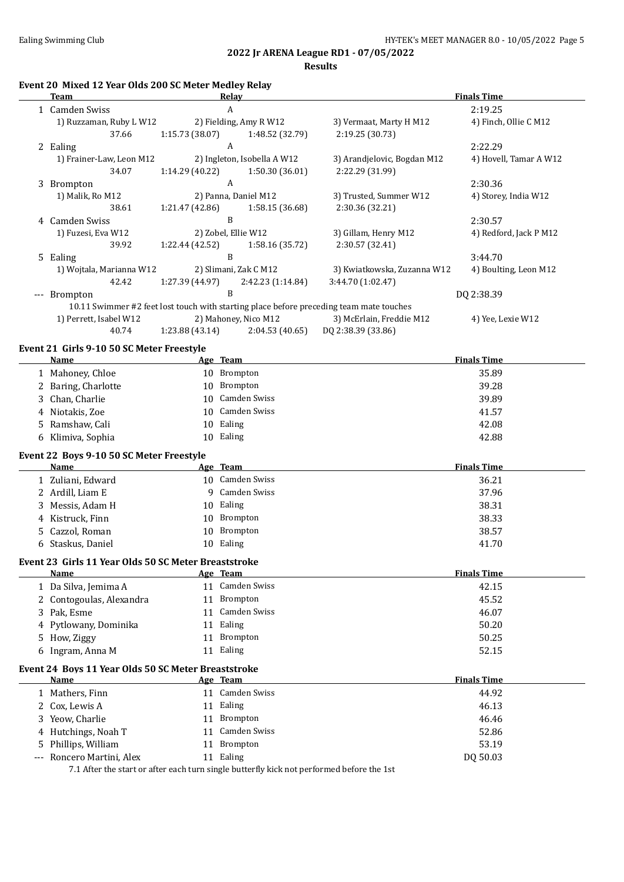## 2022 Jr ARENA League RD1 - 07/05/2022

### Results

#### Event 20 Mixed 12 Year Olds 200 SC Meter Medley Relay

| | Team | Relay | | | Finals Time |
|---|---|---|---|---|---|
| 1 | Camden Swiss | A | | | 2:19.25 |
| | 1) Ruzzaman, Ruby L W12 | 2) Fielding, Amy R W12 | 3) Vermaat, Marty H M12 | 4) Finch, Ollie C M12 | |
| | 37.66 | 1:15.73 (38.07) | 1:48.52 (32.79) | 2:19.25 (30.73) | |
| 2 | Ealing | A | | | 2:22.29 |
| | 1) Frainer-Law, Leon M12 | 2) Ingleton, Isobella A W12 | 3) Arandjelovic, Bogdan M12 | 4) Hovell, Tamar A W12 | |
| | 34.07 | 1:14.29 (40.22) | 1:50.30 (36.01) | 2:22.29 (31.99) | |
| 3 | Brompton | A | | | 2:30.36 |
| | 1) Malik, Ro M12 | 2) Panna, Daniel M12 | 3) Trusted, Summer W12 | 4) Storey, India W12 | |
| | 38.61 | 1:21.47 (42.86) | 1:58.15 (36.68) | 2:30.36 (32.21) | |
| 4 | Camden Swiss | B | | | 2:30.57 |
| | 1) Fuzesi, Eva W12 | 2) Zobel, Ellie W12 | 3) Gillam, Henry M12 | 4) Redford, Jack P M12 | |
| | 39.92 | 1:22.44 (42.52) | 1:58.16 (35.72) | 2:30.57 (32.41) | |
| 5 | Ealing | B | | | 3:44.70 |
| | 1) Wojtala, Marianna W12 | 2) Slimani, Zak C M12 | 3) Kwiatkowska, Zuzanna W12 | 4) Boulting, Leon M12 | |
| | 42.42 | 1:27.39 (44.97) | 2:42.23 (1:14.84) | 3:44.70 (1:02.47) | |
| --- | Brompton | B | | | DQ 2:38.39 |
| | 10.11 Swimmer #2 feet lost touch with starting place before preceding team mate touches | | | | |
| | 1) Perrett, Isabel W12 | 2) Mahoney, Nico M12 | 3) McErlain, Freddie M12 | 4) Yee, Lexie W12 | |
| | 40.74 | 1:23.88 (43.14) | 2:04.53 (40.65) | DQ 2:38.39 (33.86) | |

#### Event 21 Girls 9-10 50 SC Meter Freestyle

| | Name | Age | Team | Finals Time |
|---|---|---|---|---|
| 1 | Mahoney, Chloe | 10 | Brompton | 35.89 |
| 2 | Baring, Charlotte | 10 | Brompton | 39.28 |
| 3 | Chan, Charlie | 10 | Camden Swiss | 39.89 |
| 4 | Niotakis, Zoe | 10 | Camden Swiss | 41.57 |
| 5 | Ramshaw, Cali | 10 | Ealing | 42.08 |
| 6 | Klimiva, Sophia | 10 | Ealing | 42.88 |

#### Event 22 Boys 9-10 50 SC Meter Freestyle

| | Name | Age | Team | Finals Time |
|---|---|---|---|---|
| 1 | Zuliani, Edward | 10 | Camden Swiss | 36.21 |
| 2 | Ardill, Liam E | 9 | Camden Swiss | 37.96 |
| 3 | Messis, Adam H | 10 | Ealing | 38.31 |
| 4 | Kistruck, Finn | 10 | Brompton | 38.33 |
| 5 | Cazzol, Roman | 10 | Brompton | 38.57 |
| 6 | Staskus, Daniel | 10 | Ealing | 41.70 |

#### Event 23 Girls 11 Year Olds 50 SC Meter Breaststroke

| | Name | Age | Team | Finals Time |
|---|---|---|---|---|
| 1 | Da Silva, Jemima A | 11 | Camden Swiss | 42.15 |
| 2 | Contogoulas, Alexandra | 11 | Brompton | 45.52 |
| 3 | Pak, Esme | 11 | Camden Swiss | 46.07 |
| 4 | Pytlowany, Dominika | 11 | Ealing | 50.20 |
| 5 | How, Ziggy | 11 | Brompton | 50.25 |
| 6 | Ingram, Anna M | 11 | Ealing | 52.15 |

#### Event 24 Boys 11 Year Olds 50 SC Meter Breaststroke

| | Name | Age | Team | Finals Time |
|---|---|---|---|---|
| 1 | Mathers, Finn | 11 | Camden Swiss | 44.92 |
| 2 | Cox, Lewis A | 11 | Ealing | 46.13 |
| 3 | Yeow, Charlie | 11 | Brompton | 46.46 |
| 4 | Hutchings, Noah T | 11 | Camden Swiss | 52.86 |
| 5 | Phillips, William | 11 | Brompton | 53.19 |
| --- | Roncero Martini, Alex | 11 | Ealing | DQ 50.03 |
| | 7.1 After the start or after each turn single butterfly kick not performed before the 1st | | | |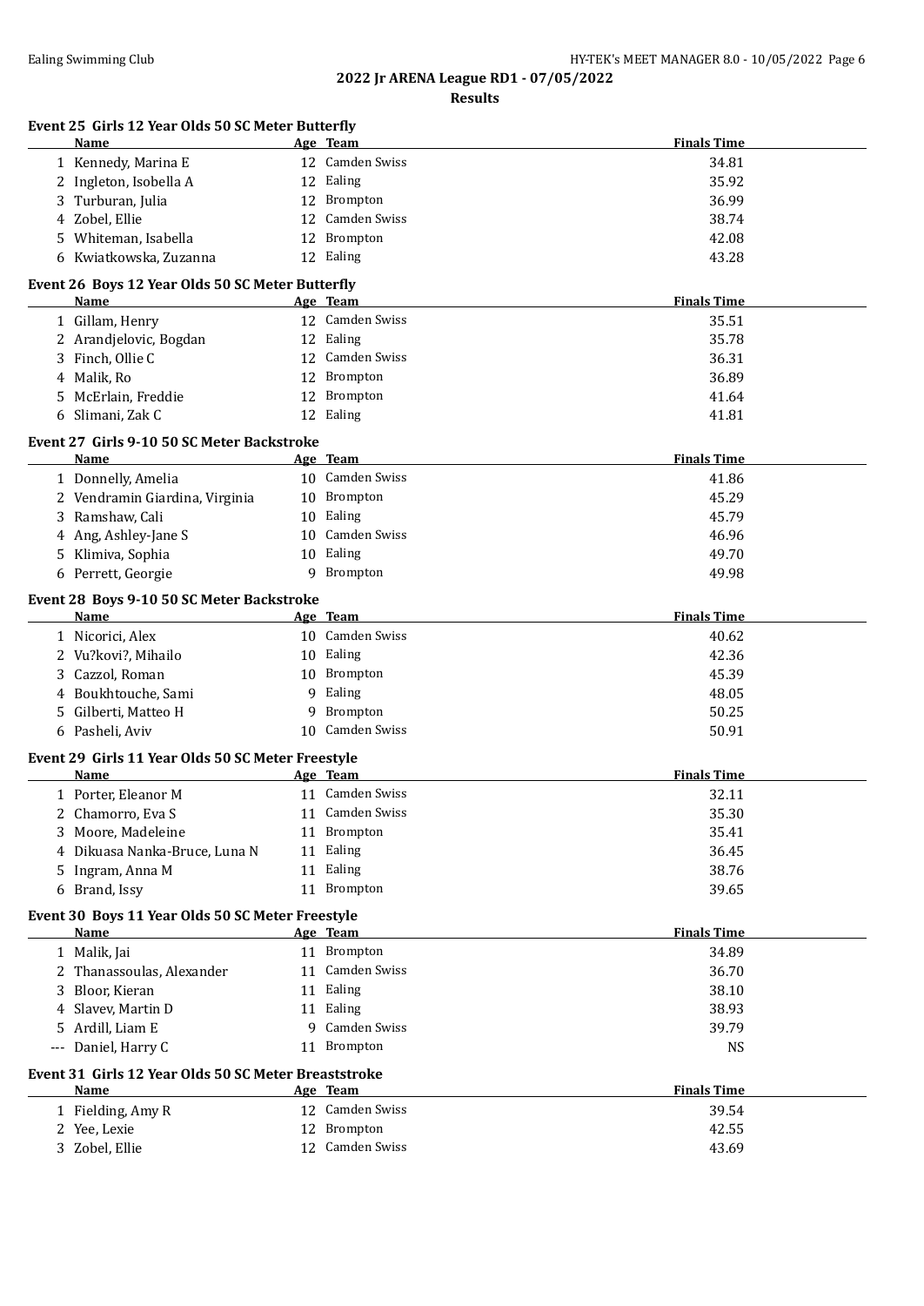## 2022 Jr ARENA League RD1 - 07/05/2022

**Results**

### Event 25 Girls 12 Year Olds 50 SC Meter Butterfly

| | Name | Age | Team | Finals Time |
|---|---|---|---|---|
| 1 | Kennedy, Marina E | 12 | Camden Swiss | 34.81 |
| 2 | Ingleton, Isobella A | 12 | Ealing | 35.92 |
| 3 | Turburan, Julia | 12 | Brompton | 36.99 |
| 4 | Zobel, Ellie | 12 | Camden Swiss | 38.74 |
| 5 | Whiteman, Isabella | 12 | Brompton | 42.08 |
| 6 | Kwiatkowska, Zuzanna | 12 | Ealing | 43.28 |

### Event 26 Boys 12 Year Olds 50 SC Meter Butterfly

| | Name | Age | Team | Finals Time |
|---|---|---|---|---|
| 1 | Gillam, Henry | 12 | Camden Swiss | 35.51 |
| 2 | Arandjelovic, Bogdan | 12 | Ealing | 35.78 |
| 3 | Finch, Ollie C | 12 | Camden Swiss | 36.31 |
| 4 | Malik, Ro | 12 | Brompton | 36.89 |
| 5 | McErlain, Freddie | 12 | Brompton | 41.64 |
| 6 | Slimani, Zak C | 12 | Ealing | 41.81 |

### Event 27 Girls 9-10 50 SC Meter Backstroke

| | Name | Age | Team | Finals Time |
|---|---|---|---|---|
| 1 | Donnelly, Amelia | 10 | Camden Swiss | 41.86 |
| 2 | Vendramin Giardina, Virginia | 10 | Brompton | 45.29 |
| 3 | Ramshaw, Cali | 10 | Ealing | 45.79 |
| 4 | Ang, Ashley-Jane S | 10 | Camden Swiss | 46.96 |
| 5 | Klimiva, Sophia | 10 | Ealing | 49.70 |
| 6 | Perrett, Georgie | 9 | Brompton | 49.98 |

### Event 28 Boys 9-10 50 SC Meter Backstroke

| | Name | Age | Team | Finals Time |
|---|---|---|---|---|
| 1 | Nicorici, Alex | 10 | Camden Swiss | 40.62 |
| 2 | Vu?kovi?, Mihailo | 10 | Ealing | 42.36 |
| 3 | Cazzol, Roman | 10 | Brompton | 45.39 |
| 4 | Boukhtouche, Sami | 9 | Ealing | 48.05 |
| 5 | Gilberti, Matteo H | 9 | Brompton | 50.25 |
| 6 | Pasheli, Aviv | 10 | Camden Swiss | 50.91 |

### Event 29 Girls 11 Year Olds 50 SC Meter Freestyle

| | Name | Age | Team | Finals Time |
|---|---|---|---|---|
| 1 | Porter, Eleanor M | 11 | Camden Swiss | 32.11 |
| 2 | Chamorro, Eva S | 11 | Camden Swiss | 35.30 |
| 3 | Moore, Madeleine | 11 | Brompton | 35.41 |
| 4 | Dikuasa Nanka-Bruce, Luna N | 11 | Ealing | 36.45 |
| 5 | Ingram, Anna M | 11 | Ealing | 38.76 |
| 6 | Brand, Issy | 11 | Brompton | 39.65 |

### Event 30 Boys 11 Year Olds 50 SC Meter Freestyle

| | Name | Age | Team | Finals Time |
|---|---|---|---|---|
| 1 | Malik, Jai | 11 | Brompton | 34.89 |
| 2 | Thanassoulas, Alexander | 11 | Camden Swiss | 36.70 |
| 3 | Bloor, Kieran | 11 | Ealing | 38.10 |
| 4 | Slavev, Martin D | 11 | Ealing | 38.93 |
| 5 | Ardill, Liam E | 9 | Camden Swiss | 39.79 |
| --- | Daniel, Harry C | 11 | Brompton | NS |

### Event 31 Girls 12 Year Olds 50 SC Meter Breaststroke

| | Name | Age | Team | Finals Time |
|---|---|---|---|---|
| 1 | Fielding, Amy R | 12 | Camden Swiss | 39.54 |
| 2 | Yee, Lexie | 12 | Brompton | 42.55 |
| 3 | Zobel, Ellie | 12 | Camden Swiss | 43.69 |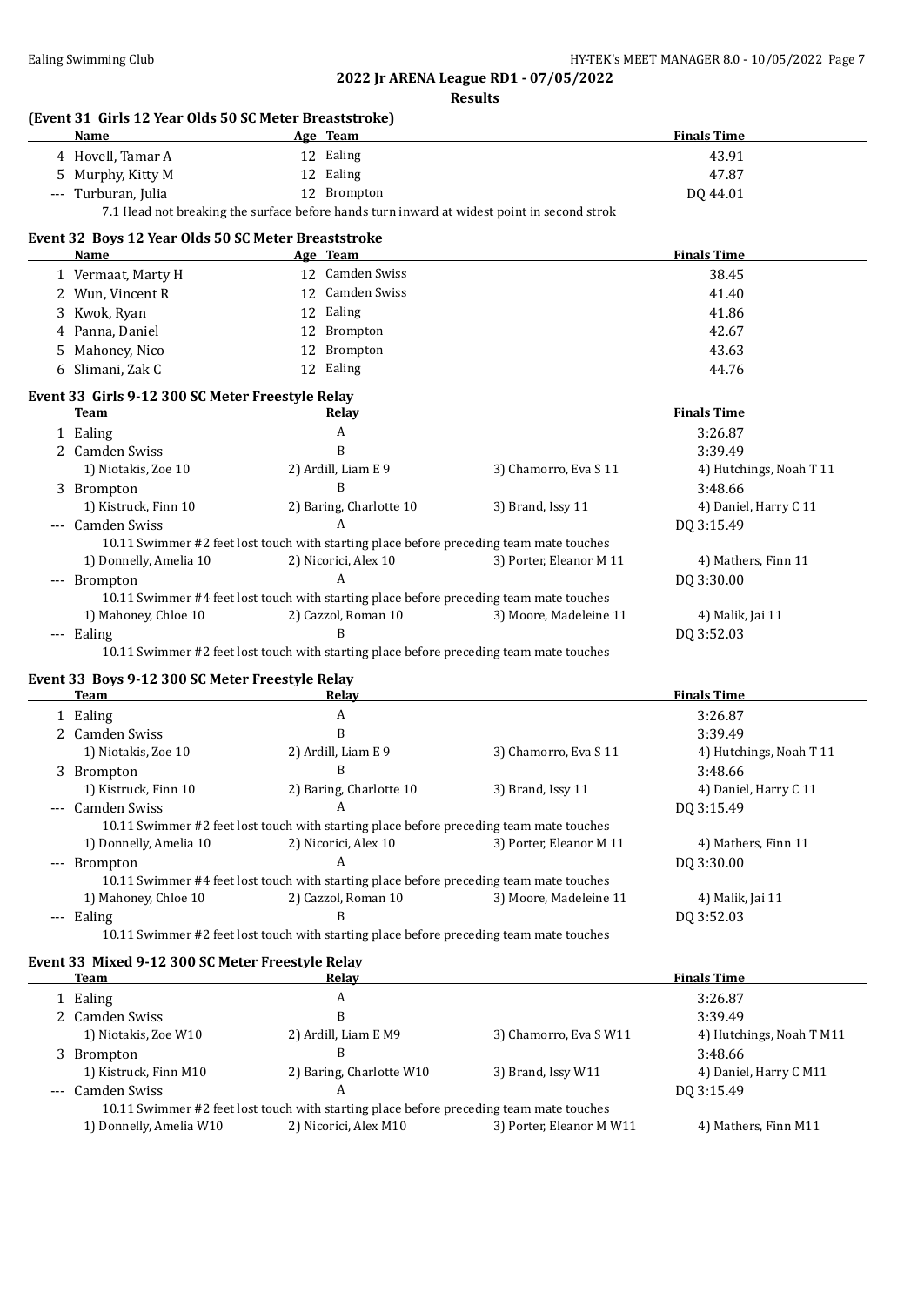## 2022 Jr ARENA League RD1 - 07/05/2022

### Results

#### (Event 31 Girls 12 Year Olds 50 SC Meter Breaststroke)

| | Name | Age | Team | Finals Time |
|---|---|---|---|---|
| 4 | Hovell, Tamar A | 12 | Ealing | 43.91 |
| 5 | Murphy, Kitty M | 12 | Ealing | 47.87 |
| --- | Turburan, Julia | 12 | Brompton | DQ 44.01 |

7.1 Head not breaking the surface before hands turn inward at widest point in second strok

#### Event 32 Boys 12 Year Olds 50 SC Meter Breaststroke

| | Name | Age | Team | Finals Time |
|---|---|---|---|---|
| 1 | Vermaat, Marty H | 12 | Camden Swiss | 38.45 |
| 2 | Wun, Vincent R | 12 | Camden Swiss | 41.40 |
| 3 | Kwok, Ryan | 12 | Ealing | 41.86 |
| 4 | Panna, Daniel | 12 | Brompton | 42.67 |
| 5 | Mahoney, Nico | 12 | Brompton | 43.63 |
| 6 | Slimani, Zak C | 12 | Ealing | 44.76 |

#### Event 33 Girls 9-12 300 SC Meter Freestyle Relay

| | Team | Relay | | Finals Time |
|---|---|---|---|---|
| 1 | Ealing | A | | 3:26.87 |
| 2 | Camden Swiss | B | | 3:39.49 |
| | 1) Niotakis, Zoe 10 | 2) Ardill, Liam E 9 | 3) Chamorro, Eva S 11 | 4) Hutchings, Noah T 11 |
| 3 | Brompton | B | | 3:48.66 |
| | 1) Kistruck, Finn 10 | 2) Baring, Charlotte 10 | 3) Brand, Issy 11 | 4) Daniel, Harry C 11 |
| --- | Camden Swiss | A | | DQ 3:15.49 |
| | 10.11 Swimmer #2 feet lost touch with starting place before preceding team mate touches | | | |
| | 1) Donnelly, Amelia 10 | 2) Nicorici, Alex 10 | 3) Porter, Eleanor M 11 | 4) Mathers, Finn 11 |
| --- | Brompton | A | | DQ 3:30.00 |
| | 10.11 Swimmer #4 feet lost touch with starting place before preceding team mate touches | | | |
| | 1) Mahoney, Chloe 10 | 2) Cazzol, Roman 10 | 3) Moore, Madeleine 11 | 4) Malik, Jai 11 |
| --- | Ealing | B | | DQ 3:52.03 |
| | 10.11 Swimmer #2 feet lost touch with starting place before preceding team mate touches | | | |

#### Event 33 Boys 9-12 300 SC Meter Freestyle Relay

| | Team | Relay | | Finals Time |
|---|---|---|---|---|
| 1 | Ealing | A | | 3:26.87 |
| 2 | Camden Swiss | B | | 3:39.49 |
| | 1) Niotakis, Zoe 10 | 2) Ardill, Liam E 9 | 3) Chamorro, Eva S 11 | 4) Hutchings, Noah T 11 |
| 3 | Brompton | B | | 3:48.66 |
| | 1) Kistruck, Finn 10 | 2) Baring, Charlotte 10 | 3) Brand, Issy 11 | 4) Daniel, Harry C 11 |
| --- | Camden Swiss | A | | DQ 3:15.49 |
| | 10.11 Swimmer #2 feet lost touch with starting place before preceding team mate touches | | | |
| | 1) Donnelly, Amelia 10 | 2) Nicorici, Alex 10 | 3) Porter, Eleanor M 11 | 4) Mathers, Finn 11 |
| --- | Brompton | A | | DQ 3:30.00 |
| | 10.11 Swimmer #4 feet lost touch with starting place before preceding team mate touches | | | |
| | 1) Mahoney, Chloe 10 | 2) Cazzol, Roman 10 | 3) Moore, Madeleine 11 | 4) Malik, Jai 11 |
| --- | Ealing | B | | DQ 3:52.03 |
| | 10.11 Swimmer #2 feet lost touch with starting place before preceding team mate touches | | | |

#### Event 33 Mixed 9-12 300 SC Meter Freestyle Relay

| | Team | Relay | | Finals Time |
|---|---|---|---|---|
| 1 | Ealing | A | | 3:26.87 |
| 2 | Camden Swiss | B | | 3:39.49 |
| | 1) Niotakis, Zoe W10 | 2) Ardill, Liam E M9 | 3) Chamorro, Eva S W11 | 4) Hutchings, Noah T M11 |
| 3 | Brompton | B | | 3:48.66 |
| | 1) Kistruck, Finn M10 | 2) Baring, Charlotte W10 | 3) Brand, Issy W11 | 4) Daniel, Harry C M11 |
| --- | Camden Swiss | A | | DQ 3:15.49 |
| | 10.11 Swimmer #2 feet lost touch with starting place before preceding team mate touches | | | |
| | 1) Donnelly, Amelia W10 | 2) Nicorici, Alex M10 | 3) Porter, Eleanor M W11 | 4) Mathers, Finn M11 |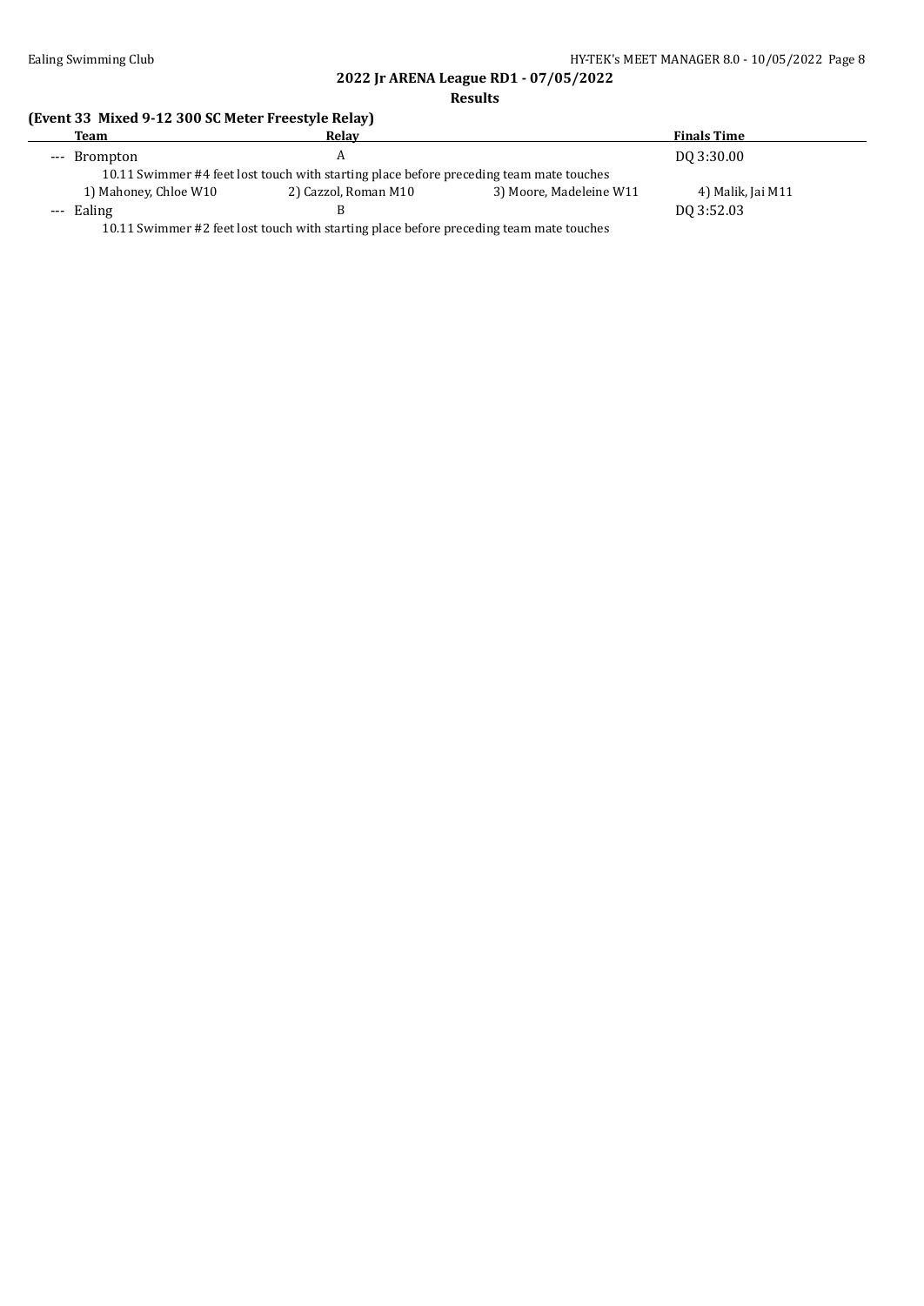## 2022 Jr ARENA League RD1 - 07/05/2022

**Results**

### (Event 33 Mixed 9-12 300 SC Meter Freestyle Relay)

| Team | Relay | | Finals Time |
|---|---|---|---|
| --- Brompton | A | | DQ 3:30.00 |
| 10.11 Swimmer #4 feet lost touch with starting place before preceding team mate touches | | | |
| 1) Mahoney, Chloe W10 | 2) Cazzol, Roman M10 | 3) Moore, Madeleine W11 | 4) Malik, Jai M11 |
| --- Ealing | B | | DQ 3:52.03 |
| 10.11 Swimmer #2 feet lost touch with starting place before preceding team mate touches | | | |